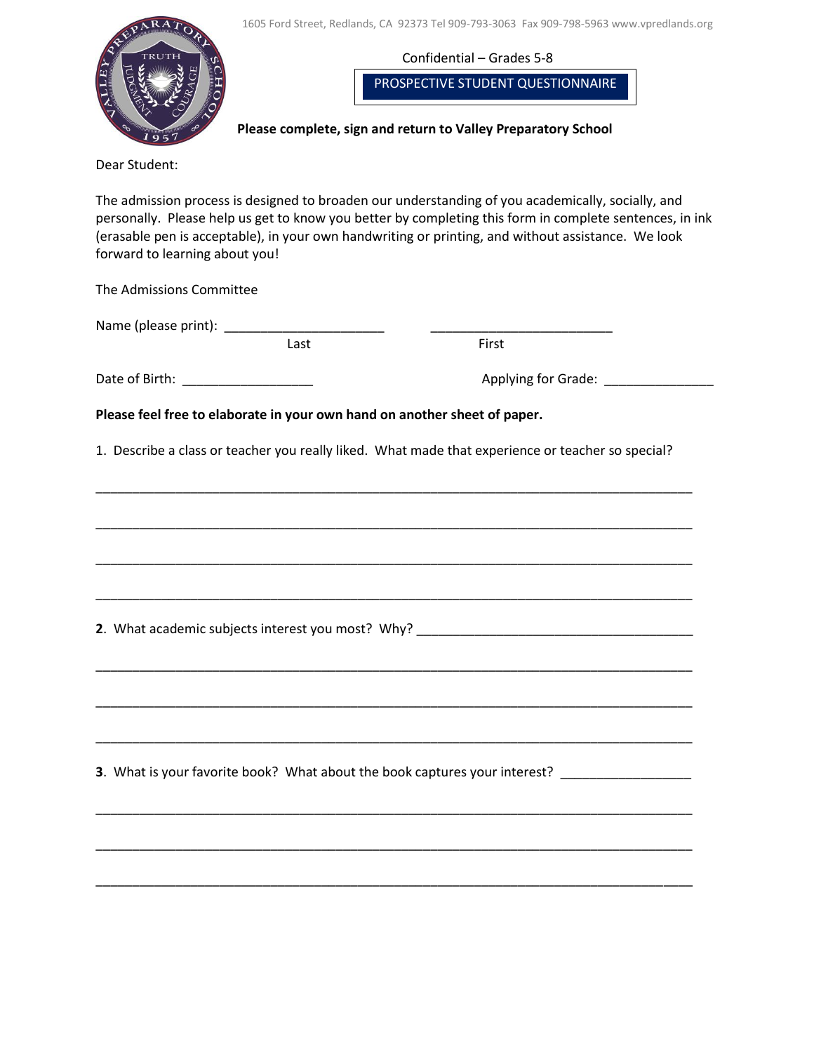1605 Ford Street, Redlands, CA 92373 Tel 909-793-3063 Fax 909-798-5963 www.vpredlands.org

Confidential – Grades 5-8

## PROSPECTIVE STUDENT QUESTIONNAIRE

**Please complete, sign and return to Valley Preparatory School**

Dear Student:

The admission process is designed to broaden our understanding of you academically, socially, and personally. Please help us get to know you better by completing this form in complete sentences, in ink (erasable pen is acceptable), in your own handwriting or printing, and without assistance. We look forward to learning about you!

The Admissions Committee

Name (please print): ______________________ Last ________________________ First

Date of Birth: __________________ Applying for Grade: _______________

**Please feel free to elaborate in your own hand on another sheet of paper.**

1. Describe a class or teacher you really liked. What made that experience or teacher so special?

_______________________________________________________________________________

_______________________________________________________________________________

_______________________________________________________________________________

_______________________________________________________________________________

**2**. What academic subjects interest you most? Why? ______________________________________

_______________________________________________________________________________

_______________________________________________________________________________

_______________________________________________________________________________

**3**. What is your favorite book? What about the book captures your interest? _________________

_______________________________________________________________________________

_______________________________________________________________________________

_______________________________________________________________________________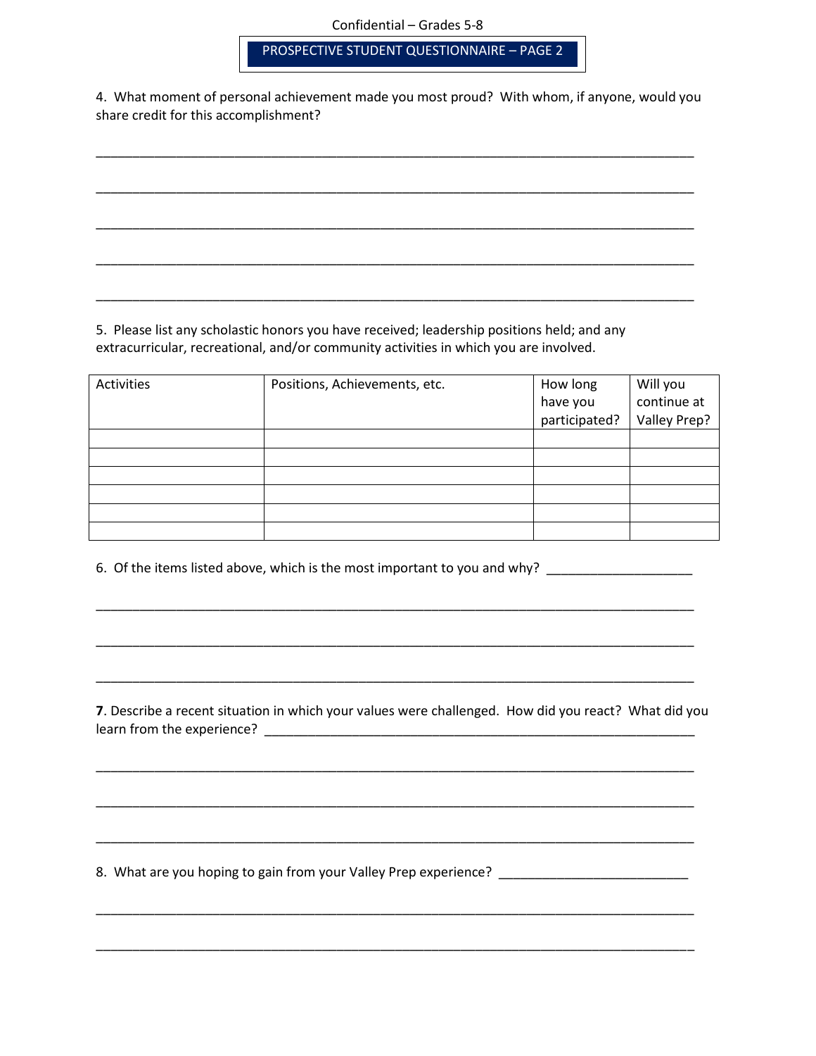Confidential – Grades 5-8

## PROSPECTIVE STUDENT QUESTIONNAIRE – PAGE 2

4. What moment of personal achievement made you most proud? With whom, if anyone, would you share credit for this accomplishment?

______________________________________________________________________________

______________________________________________________________________________

______________________________________________________________________________

______________________________________________________________________________

______________________________________________________________________________

5. Please list any scholastic honors you have received; leadership positions held; and any extracurricular, recreational, and/or community activities in which you are involved.

| Activities | Positions, Achievements, etc. | How long have you participated? | Will you continue at Valley Prep? |
|---|---|---|---|
| | | | |
| | | | |
| | | | |
| | | | |
| | | | |
| | | | |

6. Of the items listed above, which is the most important to you and why? ____________________

______________________________________________________________________________

______________________________________________________________________________

______________________________________________________________________________

**7**. Describe a recent situation in which your values were challenged. How did you react? What did you learn from the experience? ____________________________________________________________

______________________________________________________________________________

______________________________________________________________________________

______________________________________________________________________________

8. What are you hoping to gain from your Valley Prep experience? __________________________

______________________________________________________________________________

______________________________________________________________________________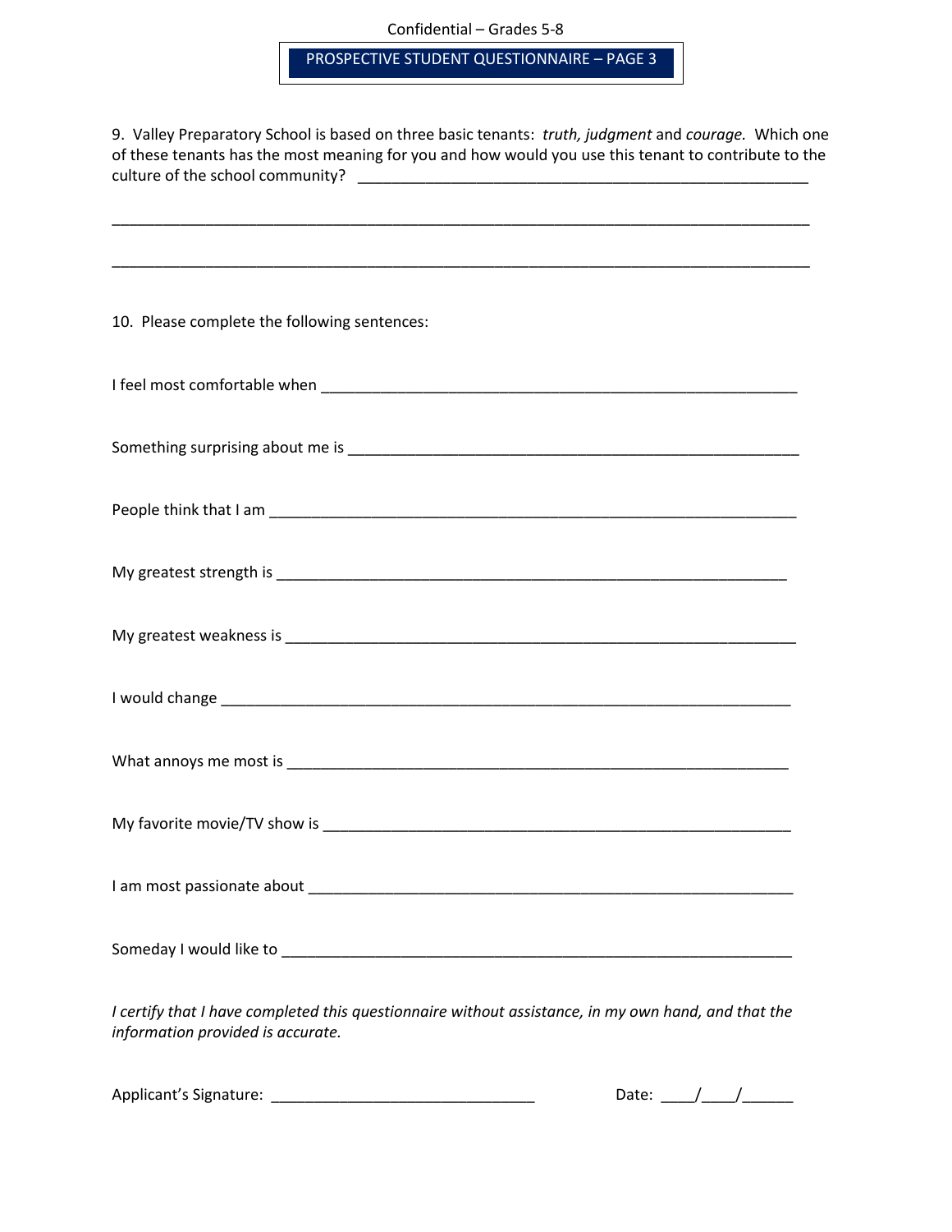Confidential – Grades 5-8

## PROSPECTIVE STUDENT QUESTIONNAIRE – PAGE 3

9. Valley Preparatory School is based on three basic tenants: *truth, judgment* and *courage.* Which one of these tenants has the most meaning for you and how would you use this tenant to contribute to the culture of the school community? ______________________________________________________

_____________________________________________________________________________________

_____________________________________________________________________________________

10. Please complete the following sentences:

I feel most comfortable when ___________________________________________________________

Something surprising about me is ________________________________________________________

People think that I am _________________________________________________________________

My greatest strength is ______________________________________________________________

My greatest weakness is _______________________________________________________________

I would change _____________________________________________________________________

What annoys me most is ______________________________________________________________

My favorite movie/TV show is __________________________________________________________

I am most passionate about ____________________________________________________________

Someday I would like to _______________________________________________________________

*I certify that I have completed this questionnaire without assistance, in my own hand, and that the information provided is accurate.*

Applicant's Signature: _______________________________ Date: ____/____/______